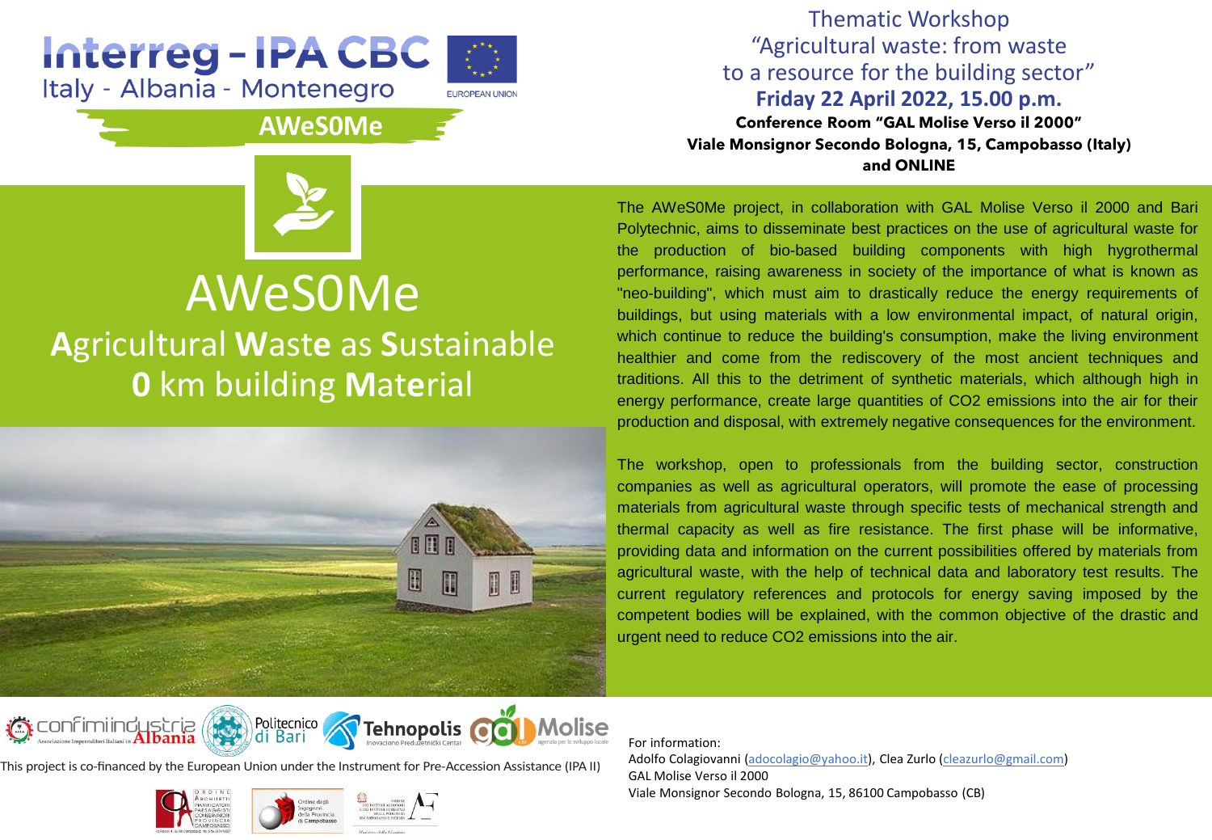Interreg - IPA CBC
Italy - Albania - Montenegro

EUROPEAN UNION

AWeS0Me

# Thematic Workshop

## "Agricultural waste: from waste to a resource for the building sector"

**Friday 22 April 2022, 15.00 p.m.**

**Conference Room "GAL Molise Verso il 2000"**
**Viale Monsignor Secondo Bologna, 15, Campobasso (Italy)**
**and ONLINE**

# AWeS0Me

## **A**gricultural **W**ast**e** as **S**ustainable **0** km building **M**at**e**rial

The AWeS0Me project, in collaboration with GAL Molise Verso il 2000 and Bari Polytechnic, aims to disseminate best practices on the use of agricultural waste for the production of bio-based building components with high hygrothermal performance, raising awareness in society of the importance of what is known as "neo-building", which must aim to drastically reduce the energy requirements of buildings, but using materials with a low environmental impact, of natural origin, which continue to reduce the building's consumption, make the living environment healthier and come from the rediscovery of the most ancient techniques and traditions. All this to the detriment of synthetic materials, which although high in energy performance, create large quantities of $CO_2$ emissions into the air for their production and disposal, with extremely negative consequences for the environment.

The workshop, open to professionals from the building sector, construction companies as well as agricultural operators, will promote the ease of processing materials from agricultural waste through specific tests of mechanical strength and thermal capacity as well as fire resistance. The first phase will be informative, providing data and information on the current possibilities offered by materials from agricultural waste, with the help of technical data and laboratory test results. The current regulatory references and protocols for energy saving imposed by the competent bodies will be explained, with the common objective of the drastic and urgent need to reduce $CO_2$ emissions into the air.

confimiindustria Albania – Associazione Imprenditori Italiani in Albania | Politecnico di Bari | Tehnopolis – Inovaciono Preduzetnički Centar | gal Molise – agenzia per lo sviluppo locale

This project is co-financed by the European Union under the Instrument for Pre-Accession Assistance (IPA II)

Ordine Architetti Pianificatori Paesaggisti Conservatori Provincia Campobasso | Ordine degli Ingegneri della Provincia di Campobasso | Ordine dei Dottori Agronomi e dei Dottori Forestali della Provincia di Campobasso e Isernia

For information:
Adolfo Colagiovanni (adocolagio@yahoo.it), Clea Zurlo (cleazurlo@gmail.com)
GAL Molise Verso il 2000
Viale Monsignor Secondo Bologna, 15, 86100 Campobasso (CB)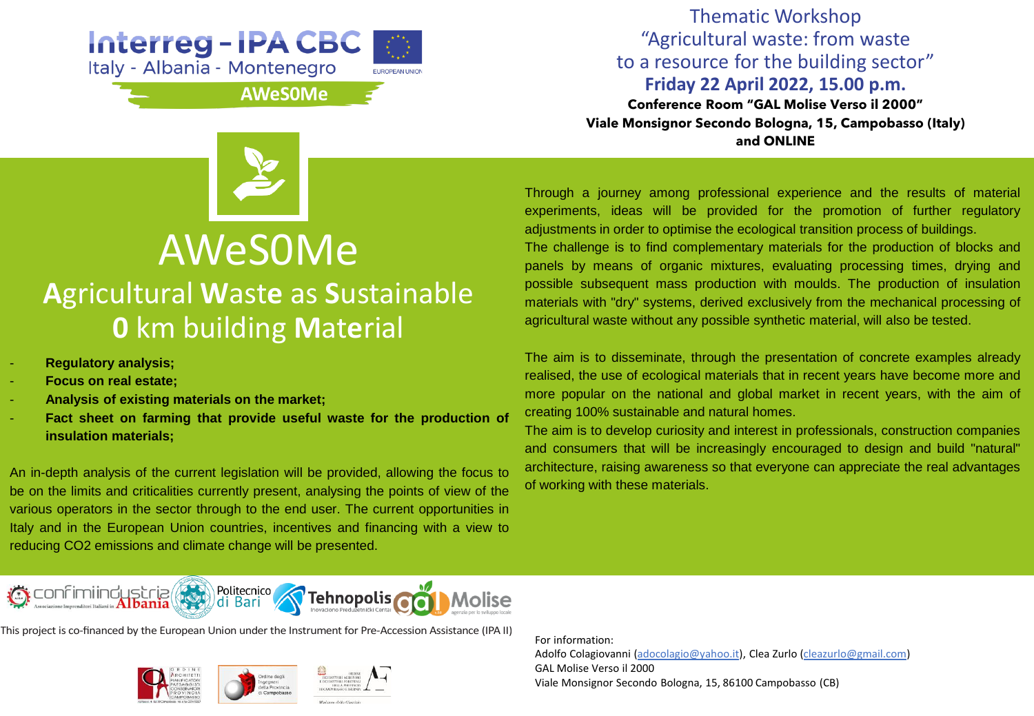Interreg - IPA CBC
Italy - Albania - Montenegro

EUROPEAN UNION

AWeS0Me

Thematic Workshop
“Agricultural waste: from waste to a resource for the building sector”

**Friday 22 April 2022, 15.00 p.m.**

**Conference Room “GAL Molise Verso il 2000”**
**Viale Monsignor Secondo Bologna, 15, Campobasso (Italy)**
**and ONLINE**

# AWeS0Me

## **A**gricultural **W**ast**e** as **S**ustainable **0** km building **M**at**e**rial

- **Regulatory analysis;**
- **Focus on real estate;**
- **Analysis of existing materials on the market;**
- **Fact sheet on farming that provide useful waste for the production of insulation materials;**

An in-depth analysis of the current legislation will be provided, allowing the focus to be on the limits and criticalities currently present, analysing the points of view of the various operators in the sector through to the end user. The current opportunities in Italy and in the European Union countries, incentives and financing with a view to reducing CO2 emissions and climate change will be presented.

Through a journey among professional experience and the results of material experiments, ideas will be provided for the promotion of further regulatory adjustments in order to optimise the ecological transition process of buildings.
The challenge is to find complementary materials for the production of blocks and panels by means of organic mixtures, evaluating processing times, drying and possible subsequent mass production with moulds. The production of insulation materials with "dry" systems, derived exclusively from the mechanical processing of agricultural waste without any possible synthetic material, will also be tested.

The aim is to disseminate, through the presentation of concrete examples already realised, the use of ecological materials that in recent years have become more and more popular on the national and global market in recent years, with the aim of creating 100% sustainable and natural homes.
The aim is to develop curiosity and interest in professionals, construction companies and consumers that will be increasingly encouraged to design and build "natural" architecture, raising awareness so that everyone can appreciate the real advantages of working with these materials.

This project is co-financed by the European Union under the Instrument for Pre-Accession Assistance (IPA II)

For information:
Adolfo Colagiovanni (adocolagio@yahoo.it), Clea Zurlo (cleazurlo@gmail.com)
GAL Molise Verso il 2000
Viale Monsignor Secondo Bologna, 15, 86100 Campobasso (CB)